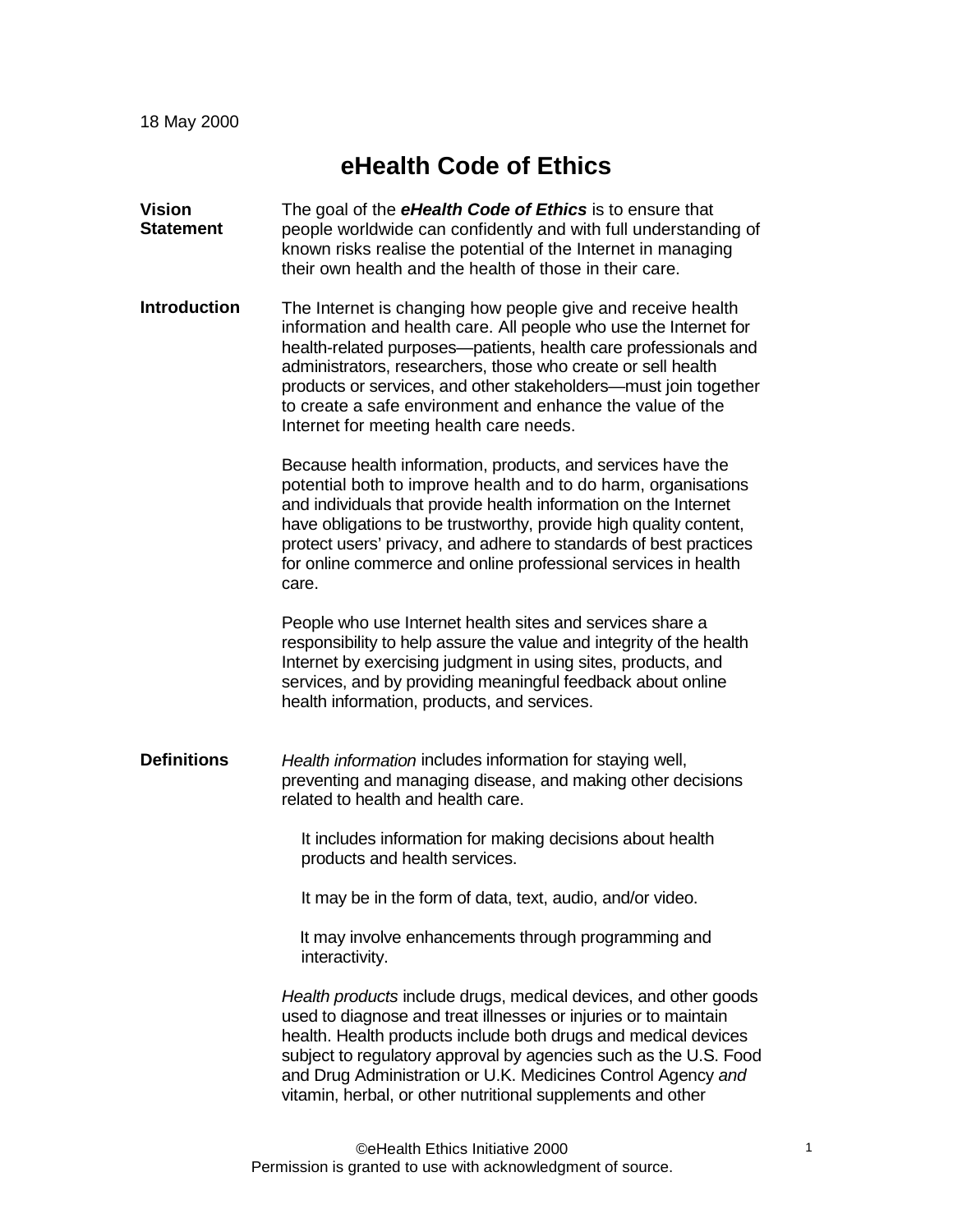18 May 2000

# eHealth Code of Ethics

**Vision Statement**

The goal of the ***eHealth Code of Ethics*** is to ensure that people worldwide can confidently and with full understanding of known risks realise the potential of the Internet in managing their own health and the health of those in their care.

**Introduction**

The Internet is changing how people give and receive health information and health care. All people who use the Internet for health-related purposes—patients, health care professionals and administrators, researchers, those who create or sell health products or services, and other stakeholders—must join together to create a safe environment and enhance the value of the Internet for meeting health care needs.

Because health information, products, and services have the potential both to improve health and to do harm, organisations and individuals that provide health information on the Internet have obligations to be trustworthy, provide high quality content, protect users' privacy, and adhere to standards of best practices for online commerce and online professional services in health care.

People who use Internet health sites and services share a responsibility to help assure the value and integrity of the health Internet by exercising judgment in using sites, products, and services, and by providing meaningful feedback about online health information, products, and services.

**Definitions**

*Health information* includes information for staying well, preventing and managing disease, and making other decisions related to health and health care.

> It includes information for making decisions about health products and health services.
>
> It may be in the form of data, text, audio, and/or video.
>
> It may involve enhancements through programming and interactivity.

*Health products* include drugs, medical devices, and other goods used to diagnose and treat illnesses or injuries or to maintain health. Health products include both drugs and medical devices subject to regulatory approval by agencies such as the U.S. Food and Drug Administration or U.K. Medicines Control Agency *and* vitamin, herbal, or other nutritional supplements and other

©eHealth Ethics Initiative 2000
Permission is granted to use with acknowledgment of source.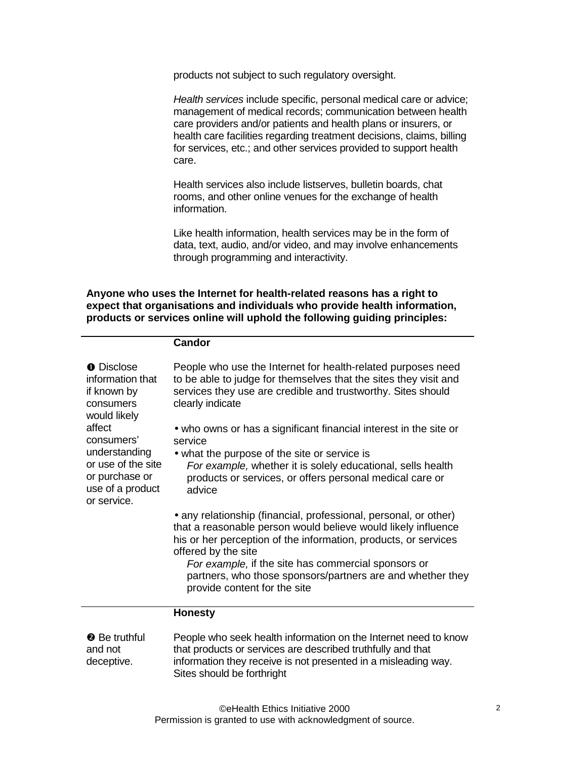products not subject to such regulatory oversight.

*Health services* include specific, personal medical care or advice; management of medical records; communication between health care providers and/or patients and health plans or insurers, or health care facilities regarding treatment decisions, claims, billing for services, etc.; and other services provided to support health care.

Health services also include listserves, bulletin boards, chat rooms, and other online venues for the exchange of health information.

Like health information, health services may be in the form of data, text, audio, and/or video, and may involve enhancements through programming and interactivity.

**Anyone who uses the Internet for health-related reasons has a right to expect that organisations and individuals who provide health information, products or services online will uphold the following guiding principles:**

### Candor

**❶** Disclose information that if known by consumers would likely affect consumers' understanding or use of the site or purchase or use of a product or service.

People who use the Internet for health-related purposes need to be able to judge for themselves that the sites they visit and services they use are credible and trustworthy. Sites should clearly indicate

- who owns or has a significant financial interest in the site or service
- what the purpose of the site or service is
  *For example,* whether it is solely educational, sells health products or services, or offers personal medical care or advice
- any relationship (financial, professional, personal, or other) that a reasonable person would believe would likely influence his or her perception of the information, products, or services offered by the site
  *For example,* if the site has commercial sponsors or partners, who those sponsors/partners are and whether they provide content for the site

### Honesty

**❷** Be truthful and not deceptive.

People who seek health information on the Internet need to know that products or services are described truthfully and that information they receive is not presented in a misleading way. Sites should be forthright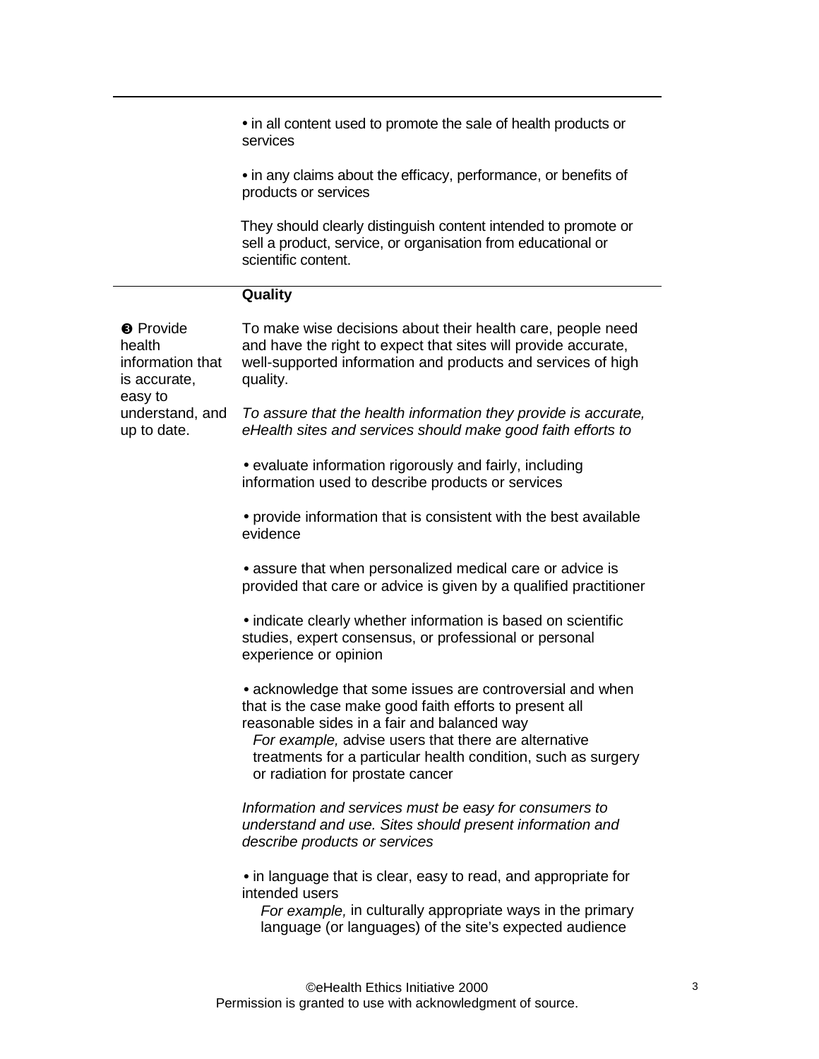- in all content used to promote the sale of health products or services
- in any claims about the efficacy, performance, or benefits of products or services

They should clearly distinguish content intended to promote or sell a product, service, or organisation from educational or scientific content.

---

## Quality

**❸ Provide health information that is accurate, easy to understand, and up to date.**

To make wise decisions about their health care, people need and have the right to expect that sites will provide accurate, well-supported information and products and services of high quality.

*To assure that the health information they provide is accurate, eHealth sites and services should make good faith efforts to*

- evaluate information rigorously and fairly, including information used to describe products or services
- provide information that is consistent with the best available evidence
- assure that when personalized medical care or advice is provided that care or advice is given by a qualified practitioner
- indicate clearly whether information is based on scientific studies, expert consensus, or professional or personal experience or opinion
- acknowledge that some issues are controversial and when that is the case make good faith efforts to present all reasonable sides in a fair and balanced way
  *For example,* advise users that there are alternative treatments for a particular health condition, such as surgery or radiation for prostate cancer

*Information and services must be easy for consumers to understand and use. Sites should present information and describe products or services*

- in language that is clear, easy to read, and appropriate for intended users
  *For example,* in culturally appropriate ways in the primary language (or languages) of the site's expected audience

©eHealth Ethics Initiative 2000
Permission is granted to use with acknowledgment of source.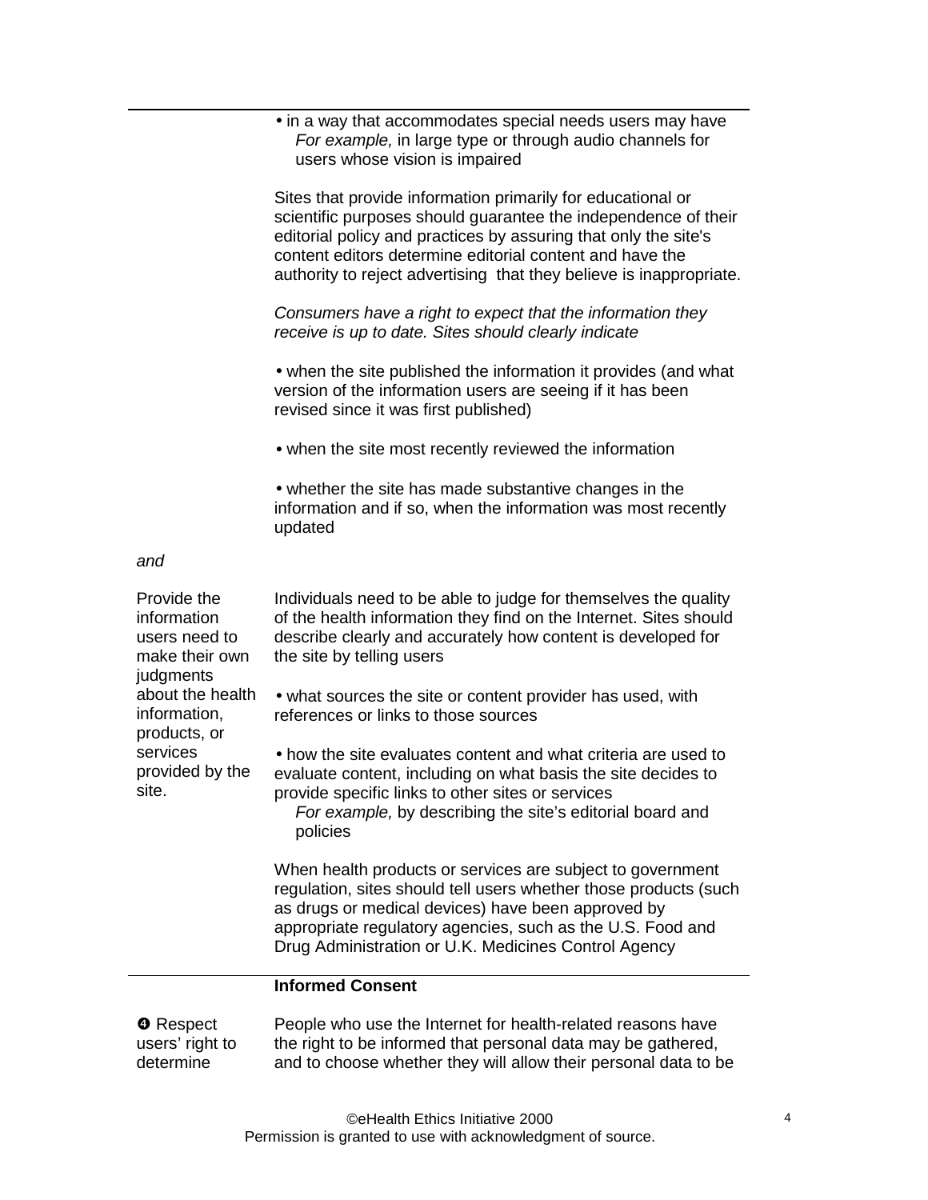- in a way that accommodates special needs users may have
  *For example,* in large type or through audio channels for users whose vision is impaired

Sites that provide information primarily for educational or scientific purposes should guarantee the independence of their editorial policy and practices by assuring that only the site's content editors determine editorial content and have the authority to reject advertising that they believe is inappropriate.

*Consumers have a right to expect that the information they receive is up to date. Sites should clearly indicate*

- when the site published the information it provides (and what version of the information users are seeing if it has been revised since it was first published)

- when the site most recently reviewed the information

- whether the site has made substantive changes in the information and if so, when the information was most recently updated

*and*

**Provide the information users need to make their own judgments about the health information, products, or services provided by the site.**

Individuals need to be able to judge for themselves the quality of the health information they find on the Internet. Sites should describe clearly and accurately how content is developed for the site by telling users

- what sources the site or content provider has used, with references or links to those sources

- how the site evaluates content and what criteria are used to evaluate content, including on what basis the site decides to provide specific links to other sites or services
  *For example,* by describing the site's editorial board and policies

When health products or services are subject to government regulation, sites should tell users whether those products (such as drugs or medical devices) have been approved by appropriate regulatory agencies, such as the U.S. Food and Drug Administration or U.K. Medicines Control Agency

## Informed Consent

**❹ Respect users' right to determine**

People who use the Internet for health-related reasons have the right to be informed that personal data may be gathered, and to choose whether they will allow their personal data to be

©eHealth Ethics Initiative 2000
Permission is granted to use with acknowledgment of source.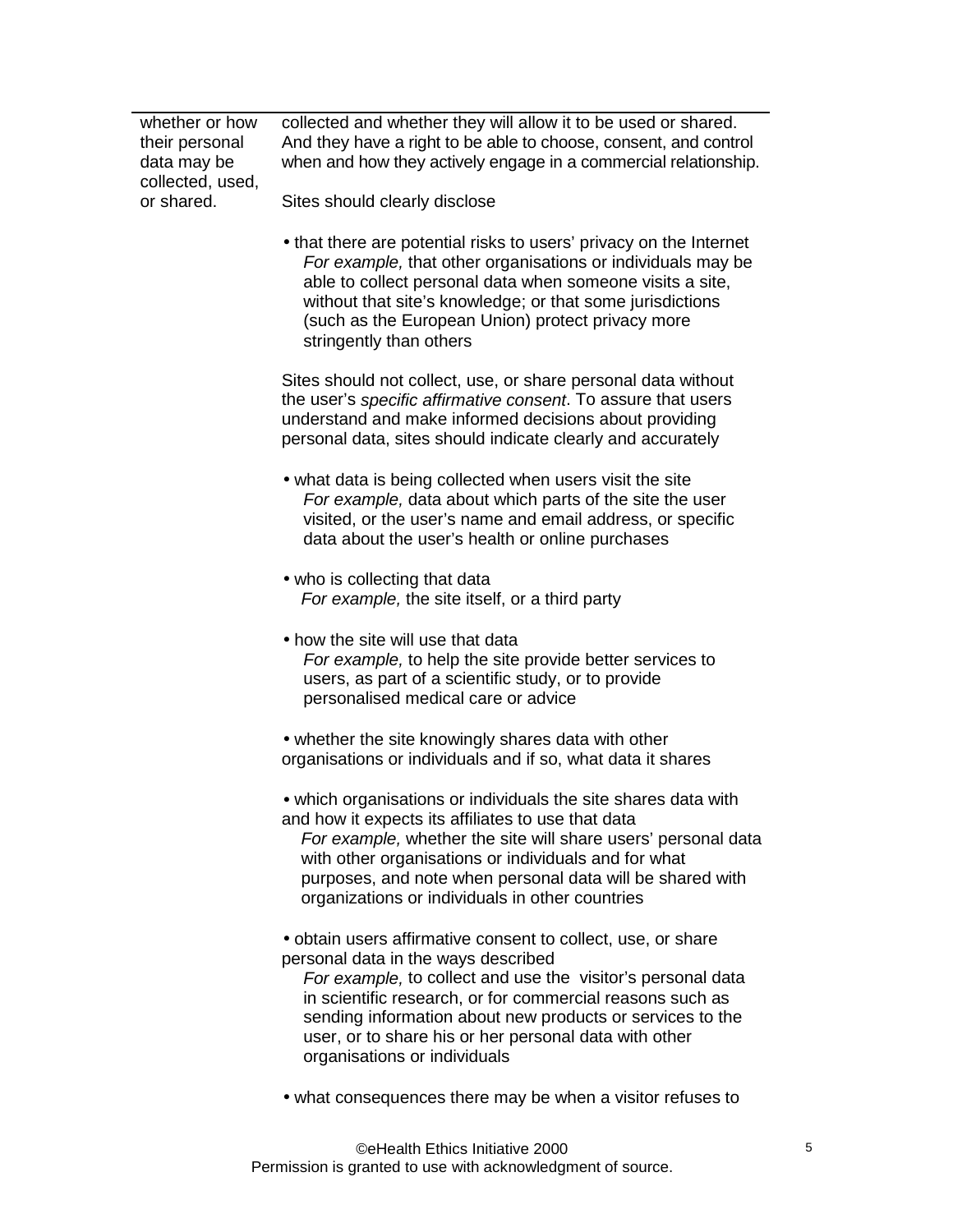| | |
|---|---|
| whether or how their personal data may be collected, used, or shared. | collected and whether they will allow it to be used or shared. And they have a right to be able to choose, consent, and control when and how they actively engage in a commercial relationship.<br><br>Sites should clearly disclose<br><br>• that there are potential risks to users' privacy on the Internet *For example,* that other organisations or individuals may be able to collect personal data when someone visits a site, without that site's knowledge; or that some jurisdictions (such as the European Union) protect privacy more stringently than others<br><br>Sites should not collect, use, or share personal data without the user's *specific affirmative consent*. To assure that users understand and make informed decisions about providing personal data, sites should indicate clearly and accurately<br><br>• what data is being collected when users visit the site *For example,* data about which parts of the site the user visited, or the user's name and email address, or specific data about the user's health or online purchases<br><br>• who is collecting that data *For example,* the site itself, or a third party<br><br>• how the site will use that data *For example,* to help the site provide better services to users, as part of a scientific study, or to provide personalised medical care or advice<br><br>• whether the site knowingly shares data with other organisations or individuals and if so, what data it shares<br><br>• which organisations or individuals the site shares data with and how it expects its affiliates to use that data *For example,* whether the site will share users' personal data with other organisations or individuals and for what purposes, and note when personal data will be shared with organizations or individuals in other countries<br><br>• obtain users affirmative consent to collect, use, or share personal data in the ways described *For example,* to collect and use the visitor's personal data in scientific research, or for commercial reasons such as sending information about new products or services to the user, or to share his or her personal data with other organisations or individuals<br><br>• what consequences there may be when a visitor refuses to |

©eHealth Ethics Initiative 2000
Permission is granted to use with acknowledgment of source.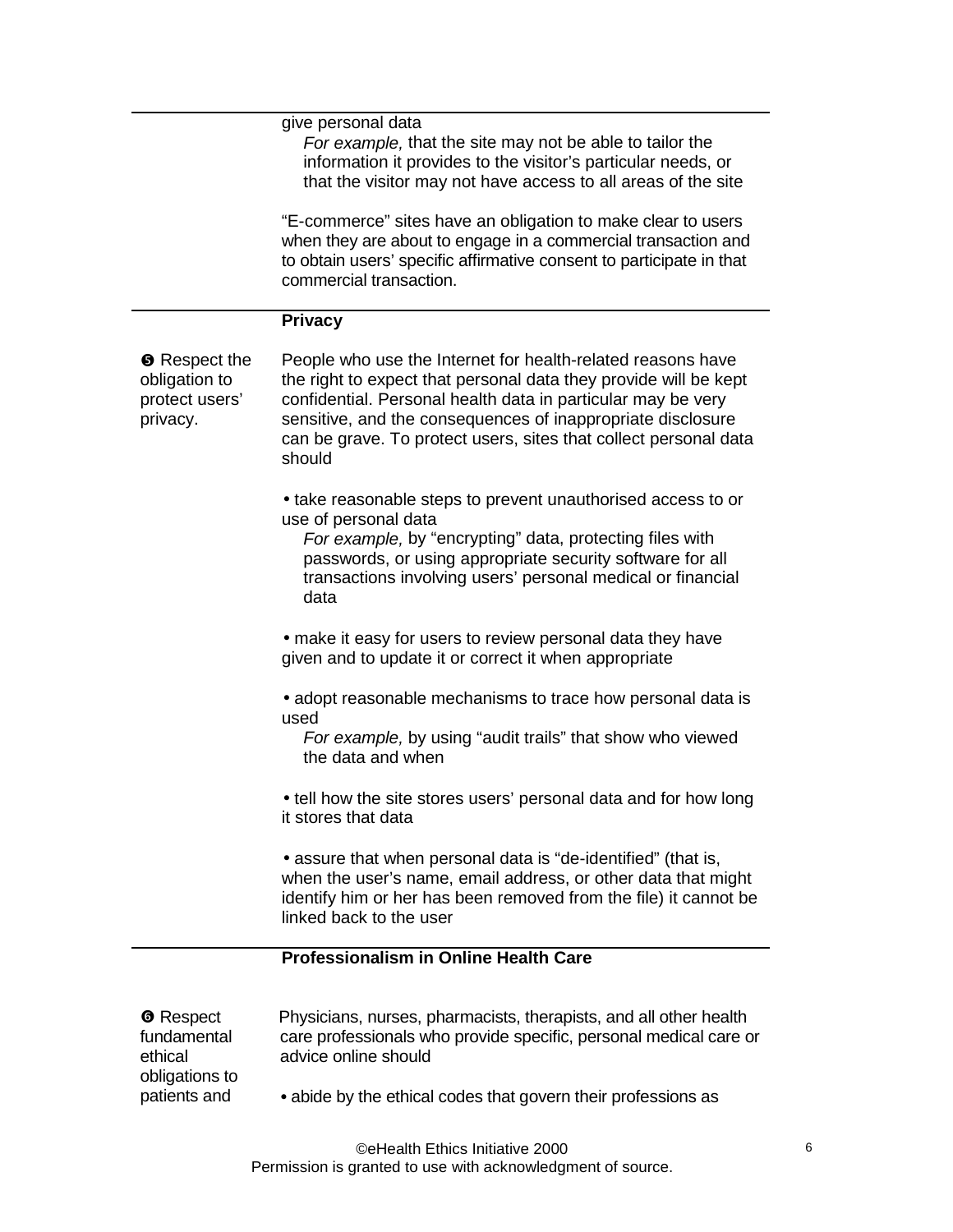give personal data

*For example,* that the site may not be able to tailor the information it provides to the visitor's particular needs, or that the visitor may not have access to all areas of the site

"E-commerce" sites have an obligation to make clear to users when they are about to engage in a commercial transaction and to obtain users' specific affirmative consent to participate in that commercial transaction.

**Privacy**

❺ Respect the obligation to protect users' privacy.

People who use the Internet for health-related reasons have the right to expect that personal data they provide will be kept confidential. Personal health data in particular may be very sensitive, and the consequences of inappropriate disclosure can be grave. To protect users, sites that collect personal data should

- take reasonable steps to prevent unauthorised access to or use of personal data

  *For example,* by "encrypting" data, protecting files with passwords, or using appropriate security software for all transactions involving users' personal medical or financial data

- make it easy for users to review personal data they have given and to update it or correct it when appropriate

- adopt reasonable mechanisms to trace how personal data is used

  *For example,* by using "audit trails" that show who viewed the data and when

- tell how the site stores users' personal data and for how long it stores that data

- assure that when personal data is "de-identified" (that is, when the user's name, email address, or other data that might identify him or her has been removed from the file) it cannot be linked back to the user

**Professionalism in Online Health Care**

❻ Respect fundamental ethical obligations to patients and

Physicians, nurses, pharmacists, therapists, and all other health care professionals who provide specific, personal medical care or advice online should

- abide by the ethical codes that govern their professions as

©eHealth Ethics Initiative 2000
Permission is granted to use with acknowledgment of source.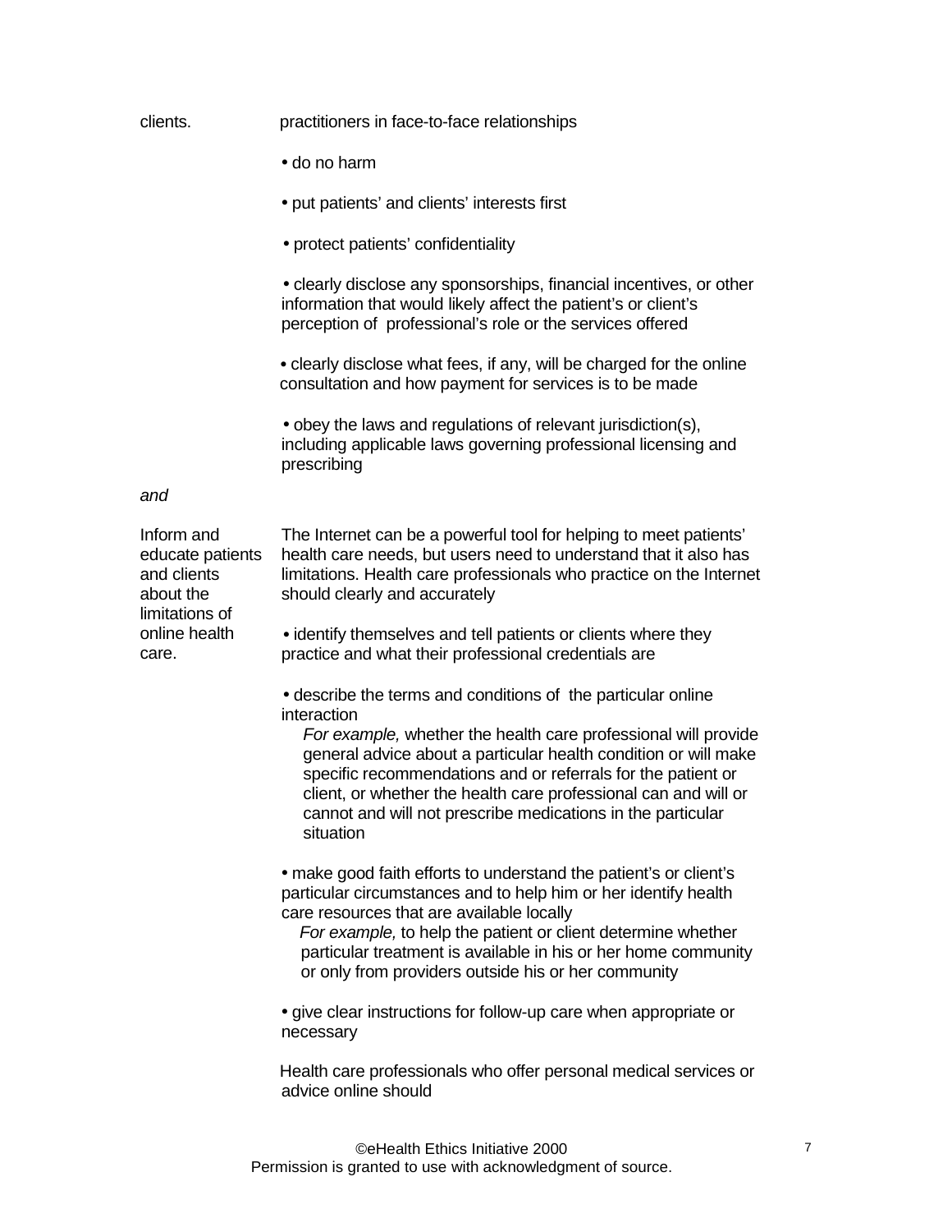| | |
|---|---|
| clients. | practitioners in face-to-face relationships<br><br>• do no harm<br><br>• put patients' and clients' interests first<br><br>• protect patients' confidentiality<br><br>• clearly disclose any sponsorships, financial incentives, or other information that would likely affect the patient's or client's perception of professional's role or the services offered<br><br>• clearly disclose what fees, if any, will be charged for the online consultation and how payment for services is to be made<br><br>• obey the laws and regulations of relevant jurisdiction(s), including applicable laws governing professional licensing and prescribing |
| *and* | |
| Inform and educate patients and clients about the limitations of online health care. | The Internet can be a powerful tool for helping to meet patients' health care needs, but users need to understand that it also has limitations. Health care professionals who practice on the Internet should clearly and accurately<br><br>• identify themselves and tell patients or clients where they practice and what their professional credentials are<br><br>• describe the terms and conditions of the particular online interaction<br>*For example,* whether the health care professional will provide general advice about a particular health condition or will make specific recommendations and or referrals for the patient or client, or whether the health care professional can and will or cannot and will not prescribe medications in the particular situation<br><br>• make good faith efforts to understand the patient's or client's particular circumstances and to help him or her identify health care resources that are available locally<br>*For example,* to help the patient or client determine whether particular treatment is available in his or her home community or only from providers outside his or her community<br><br>• give clear instructions for follow-up care when appropriate or necessary<br><br>Health care professionals who offer personal medical services or advice online should |

©eHealth Ethics Initiative 2000
Permission is granted to use with acknowledgment of source.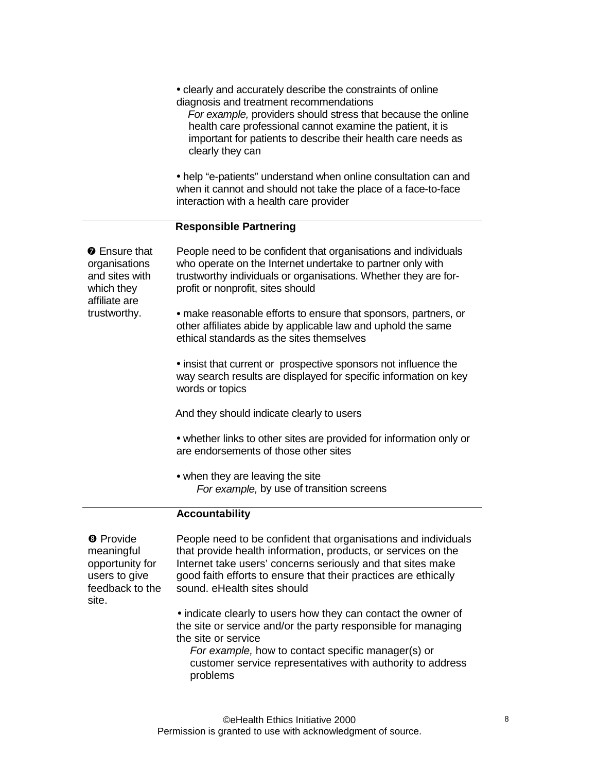• clearly and accurately describe the constraints of online diagnosis and treatment recommendations

*For example,* providers should stress that because the online health care professional cannot examine the patient, it is important for patients to describe their health care needs as clearly they can

• help "e-patients" understand when online consultation can and when it cannot and should not take the place of a face-to-face interaction with a health care provider

---

### Responsible Partnering

**❼ Ensure that organisations and sites with which they affiliate are trustworthy.**

People need to be confident that organisations and individuals who operate on the Internet undertake to partner only with trustworthy individuals or organisations. Whether they are for-profit or nonprofit, sites should

• make reasonable efforts to ensure that sponsors, partners, or other affiliates abide by applicable law and uphold the same ethical standards as the sites themselves

• insist that current or prospective sponsors not influence the way search results are displayed for specific information on key words or topics

And they should indicate clearly to users

• whether links to other sites are provided for information only or are endorsements of those other sites

• when they are leaving the site

*For example,* by use of transition screens

---

### Accountability

**❽ Provide meaningful opportunity for users to give feedback to the site.**

People need to be confident that organisations and individuals that provide health information, products, or services on the Internet take users' concerns seriously and that sites make good faith efforts to ensure that their practices are ethically sound. eHealth sites should

• indicate clearly to users how they can contact the owner of the site or service and/or the party responsible for managing the site or service

*For example,* how to contact specific manager(s) or customer service representatives with authority to address problems

©eHealth Ethics Initiative 2000
Permission is granted to use with acknowledgment of source.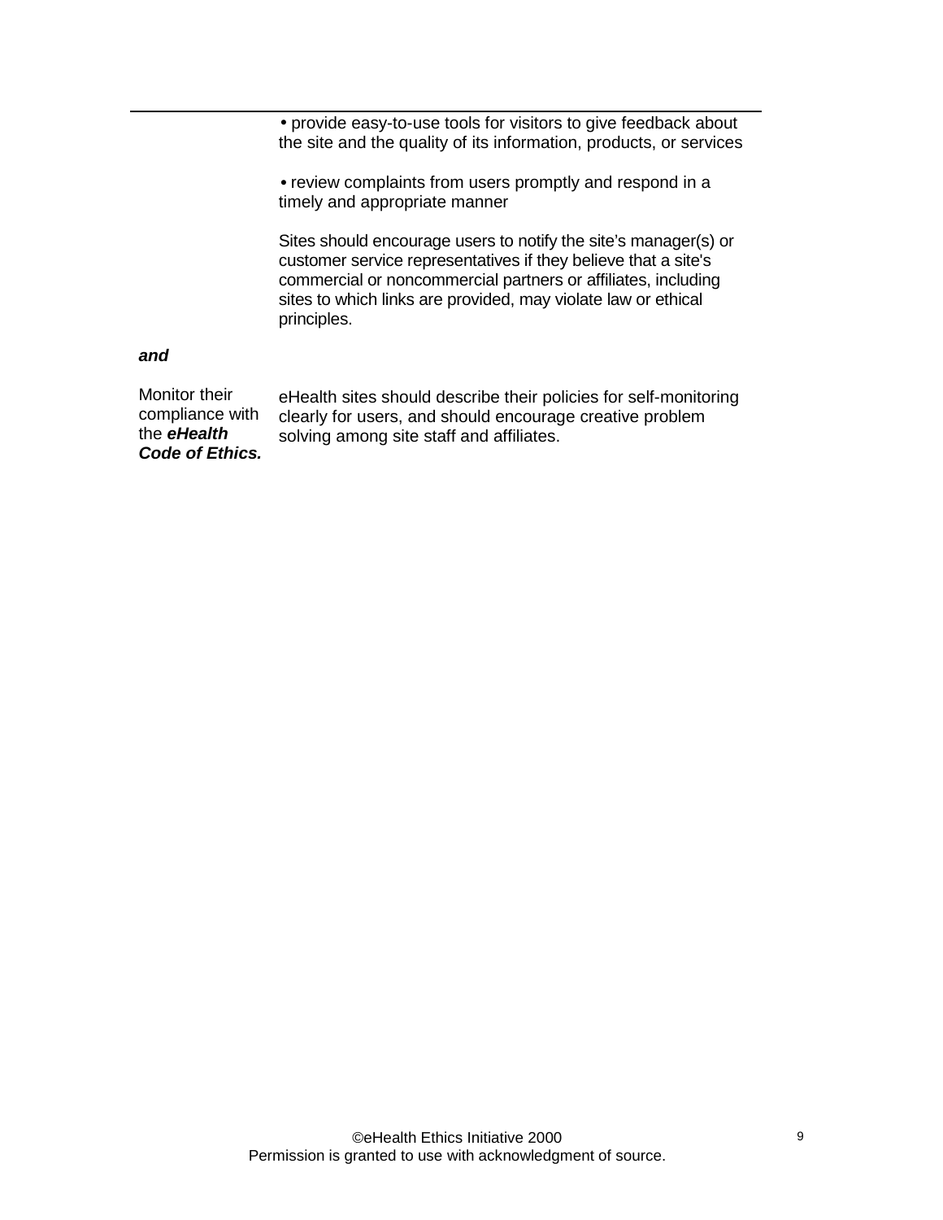| | |
|---|---|
| | • provide easy-to-use tools for visitors to give feedback about the site and the quality of its information, products, or services |
| | • review complaints from users promptly and respond in a timely and appropriate manner |
| | Sites should encourage users to notify the site's manager(s) or customer service representatives if they believe that a site's commercial or noncommercial partners or affiliates, including sites to which links are provided, may violate law or ethical principles. |
| ***and*** | |
| Monitor their compliance with the ***eHealth Code of Ethics.*** | eHealth sites should describe their policies for self-monitoring clearly for users, and should encourage creative problem solving among site staff and affiliates. |

©eHealth Ethics Initiative 2000
Permission is granted to use with acknowledgment of source.